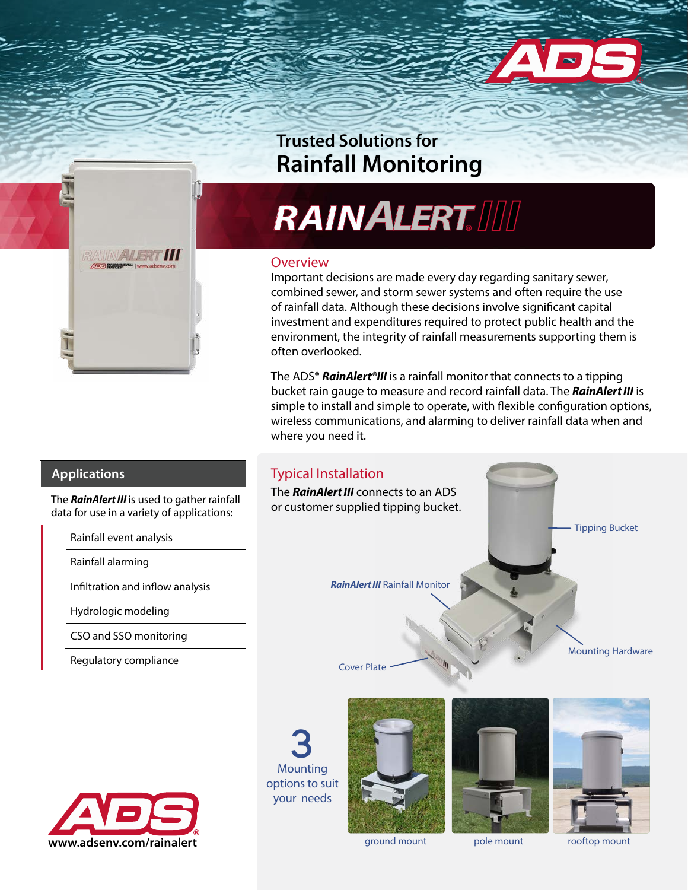# Trusted Solutions for Rainfall Monitoring

## RAINALERT III

### Overview

Important decisions are made every day regarding sanitary sewer, combined sewer, and storm sewer systems and often require the use of rainfall data. Although these decisions involve significant capital investment and expenditures required to protect public health and the environment, the integrity of rainfall measurements supporting them is often overlooked.

The ADS® ***RainAlert®III*** is a rainfall monitor that connects to a tipping bucket rain gauge to measure and record rainfall data. The ***RainAlert III*** is simple to install and simple to operate, with flexible configuration options, wireless communications, and alarming to deliver rainfall data when and where you need it.

### Applications

The ***RainAlert III*** is used to gather rainfall data for use in a variety of applications:

- Rainfall event analysis
- Rainfall alarming
- Infiltration and inflow analysis
- Hydrologic modeling
- CSO and SSO monitoring
- Regulatory compliance

### Typical Installation

The ***RainAlert III*** connects to an ADS or customer supplied tipping bucket.

Tipping Bucket

***RainAlert III*** Rainfall Monitor

Mounting Hardware

Cover Plate

3 Mounting options to suit your needs

ground mount

pole mount

rooftop mount

www.adsenv.com/rainalert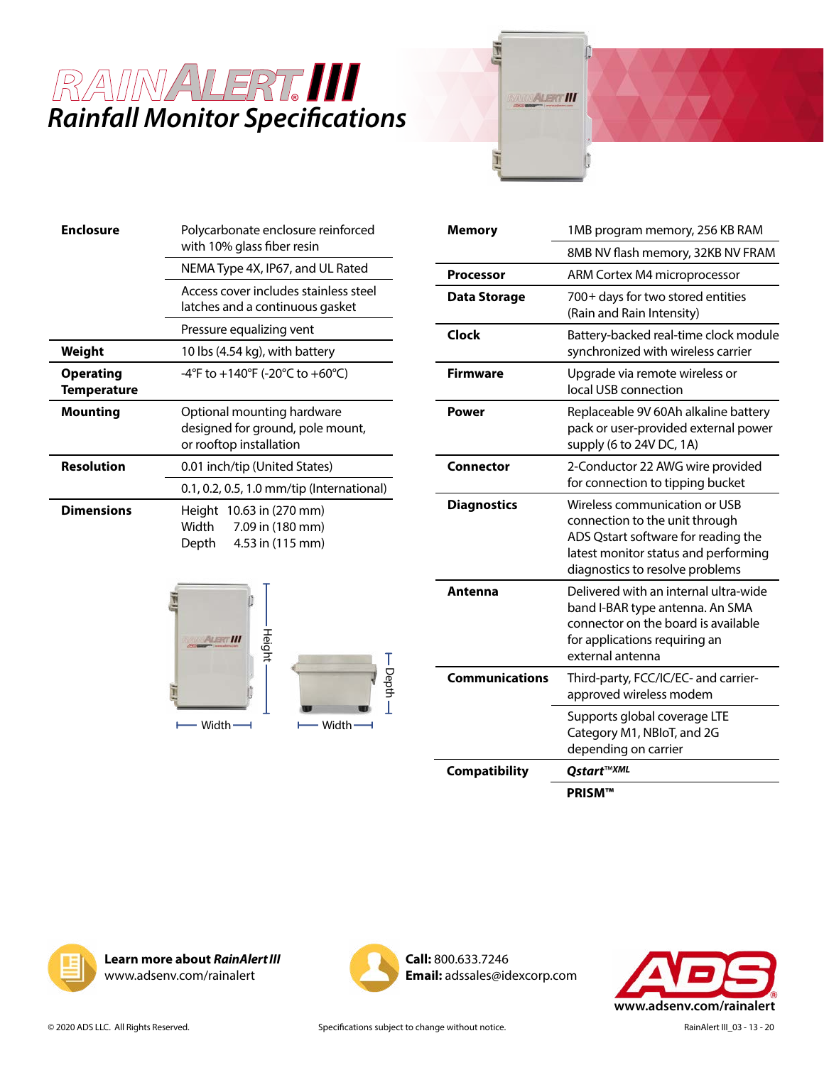# RAINALERT III

## Rainfall Monitor Specifications

| | |
|---|---|
| **Enclosure** | Polycarbonate enclosure reinforced with 10% glass fiber resin |
| | NEMA Type 4X, IP67, and UL Rated |
| | Access cover includes stainless steel latches and a continuous gasket |
| | Pressure equalizing vent |
| **Weight** | 10 lbs (4.54 kg), with battery |
| **Operating Temperature** | -4°F to +140°F (-20°C to +60°C) |
| **Mounting** | Optional mounting hardware designed for ground, pole mount, or rooftop installation |
| **Resolution** | 0.01 inch/tip (United States) |
| | 0.1, 0.2, 0.5, 1.0 mm/tip (International) |
| **Dimensions** | Height 10.63 in (270 mm)<br>Width 7.09 in (180 mm)<br>Depth 4.53 in (115 mm) |

Height
Width
Width
Depth

| | |
|---|---|
| **Memory** | 1MB program memory, 256 KB RAM |
| | 8MB NV flash memory, 32KB NV FRAM |
| **Processor** | ARM Cortex M4 microprocessor |
| **Data Storage** | 700+ days for two stored entities (Rain and Rain Intensity) |
| **Clock** | Battery-backed real-time clock module synchronized with wireless carrier |
| **Firmware** | Upgrade via remote wireless or local USB connection |
| **Power** | Replaceable 9V 60Ah alkaline battery pack or user-provided external power supply (6 to 24V DC, 1A) |
| **Connector** | 2-Conductor 22 AWG wire provided for connection to tipping bucket |
| **Diagnostics** | Wireless communication or USB connection to the unit through ADS Qstart software for reading the latest monitor status and performing diagnostics to resolve problems |
| **Antenna** | Delivered with an internal ultra-wide band I-BAR type antenna. An SMA connector on the board is available for applications requiring an external antenna |
| **Communications** | Third-party, FCC/IC/EC- and carrier-approved wireless modem |
| | Supports global coverage LTE Category M1, NBIoT, and 2G depending on carrier |
| **Compatibility** | ***Qstart***™XML |
| | **PRISM™** |

**Learn more about *RainAlert III***
www.adsenv.com/rainalert

**Call:** 800.633.7246
**Email:** adssales@idexcorp.com

ADS
www.adsenv.com/rainalert

© 2020 ADS LLC. All Rights Reserved.

Specifications subject to change without notice.

RainAlert III_03 - 13 - 20